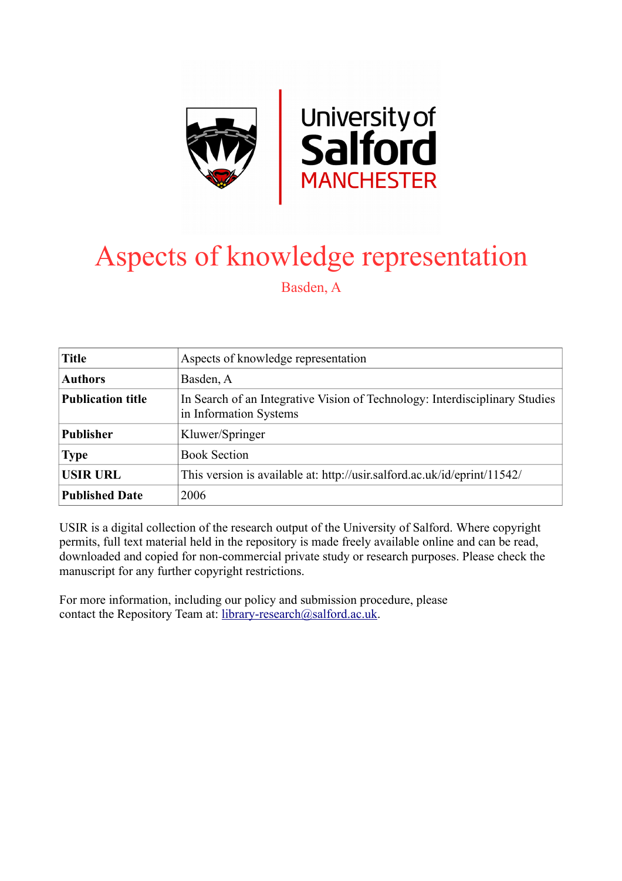# Aspects of knowledge representation

Basden, A

| Title | Aspects of knowledge representation |
| --- | --- |
| Authors | Basden, A |
| Publication title | In Search of an Integrative Vision of Technology: Interdisciplinary Studies in Information Systems |
| Publisher | Kluwer/Springer |
| Type | Book Section |
| USIR URL | This version is available at: http://usir.salford.ac.uk/id/eprint/11542/ |
| Published Date | 2006 |

USIR is a digital collection of the research output of the University of Salford. Where copyright permits, full text material held in the repository is made freely available online and can be read, downloaded and copied for non-commercial private study or research purposes. Please check the manuscript for any further copyright restrictions.

For more information, including our policy and submission procedure, please contact the Repository Team at: library-research@salford.ac.uk.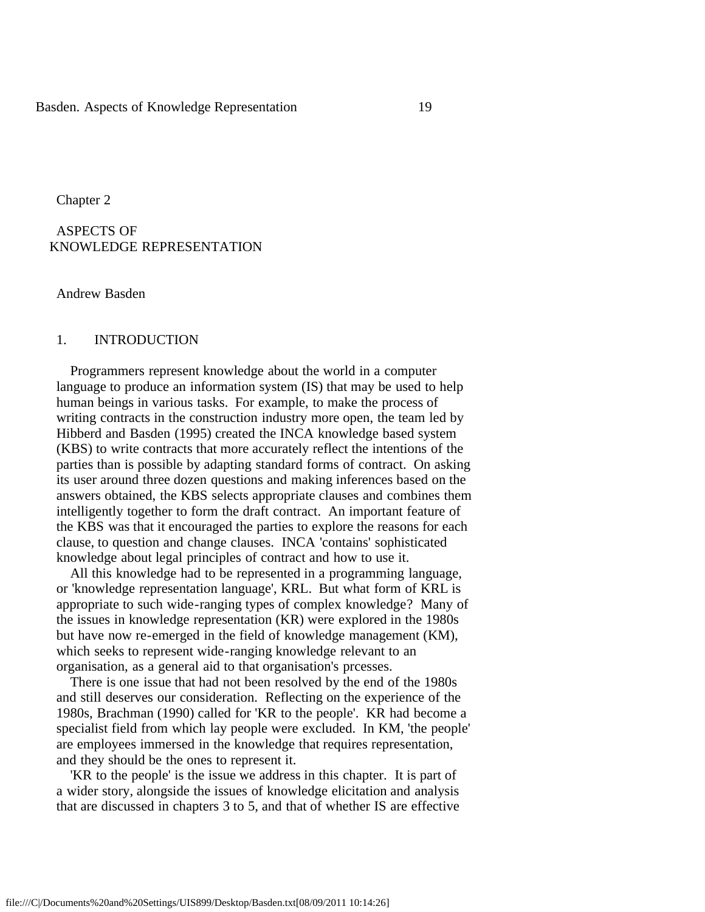Chapter 2

# ASPECTS OF KNOWLEDGE REPRESENTATION

Andrew Basden

## 1. INTRODUCTION

Programmers represent knowledge about the world in a computer language to produce an information system (IS) that may be used to help human beings in various tasks. For example, to make the process of writing contracts in the construction industry more open, the team led by Hibberd and Basden (1995) created the INCA knowledge based system (KBS) to write contracts that more accurately reflect the intentions of the parties than is possible by adapting standard forms of contract. On asking its user around three dozen questions and making inferences based on the answers obtained, the KBS selects appropriate clauses and combines them intelligently together to form the draft contract. An important feature of the KBS was that it encouraged the parties to explore the reasons for each clause, to question and change clauses. INCA 'contains' sophisticated knowledge about legal principles of contract and how to use it.

All this knowledge had to be represented in a programming language, or 'knowledge representation language', KRL. But what form of KRL is appropriate to such wide-ranging types of complex knowledge? Many of the issues in knowledge representation (KR) were explored in the 1980s but have now re-emerged in the field of knowledge management (KM), which seeks to represent wide-ranging knowledge relevant to an organisation, as a general aid to that organisation's prcesses.

There is one issue that had not been resolved by the end of the 1980s and still deserves our consideration. Reflecting on the experience of the 1980s, Brachman (1990) called for 'KR to the people'. KR had become a specialist field from which lay people were excluded. In KM, 'the people' are employees immersed in the knowledge that requires representation, and they should be the ones to represent it.

'KR to the people' is the issue we address in this chapter. It is part of a wider story, alongside the issues of knowledge elicitation and analysis that are discussed in chapters 3 to 5, and that of whether IS are effective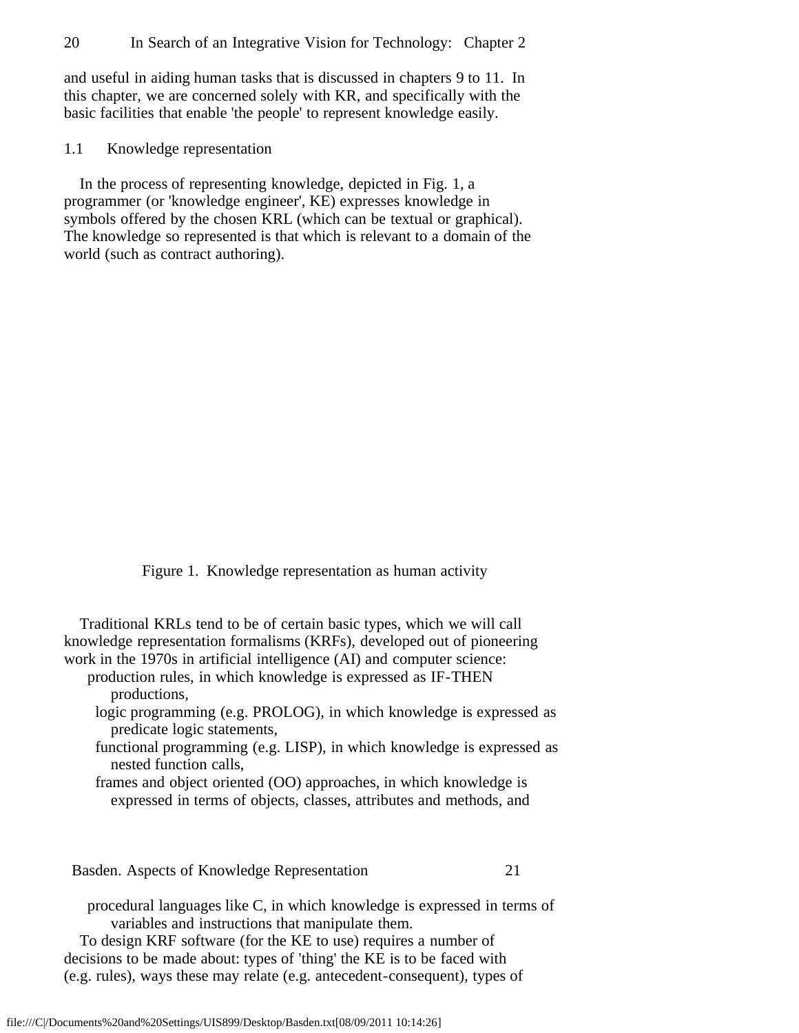and useful in aiding human tasks that is discussed in chapters 9 to 11. In this chapter, we are concerned solely with KR, and specifically with the basic facilities that enable 'the people' to represent knowledge easily.

## 1.1 Knowledge representation

In the process of representing knowledge, depicted in Fig. 1, a programmer (or 'knowledge engineer', KE) expresses knowledge in symbols offered by the chosen KRL (which can be textual or graphical). The knowledge so represented is that which is relevant to a domain of the world (such as contract authoring).

Figure 1. Knowledge representation as human activity

Traditional KRLs tend to be of certain basic types, which we will call knowledge representation formalisms (KRFs), developed out of pioneering work in the 1970s in artificial intelligence (AI) and computer science:

- production rules, in which knowledge is expressed as IF-THEN productions,
- logic programming (e.g. PROLOG), in which knowledge is expressed as predicate logic statements,
- functional programming (e.g. LISP), in which knowledge is expressed as nested function calls,
- frames and object oriented (OO) approaches, in which knowledge is expressed in terms of objects, classes, attributes and methods, and
- procedural languages like C, in which knowledge is expressed in terms of variables and instructions that manipulate them.

To design KRF software (for the KE to use) requires a number of decisions to be made about: types of 'thing' the KE is to be faced with (e.g. rules), ways these may relate (e.g. antecedent-consequent), types of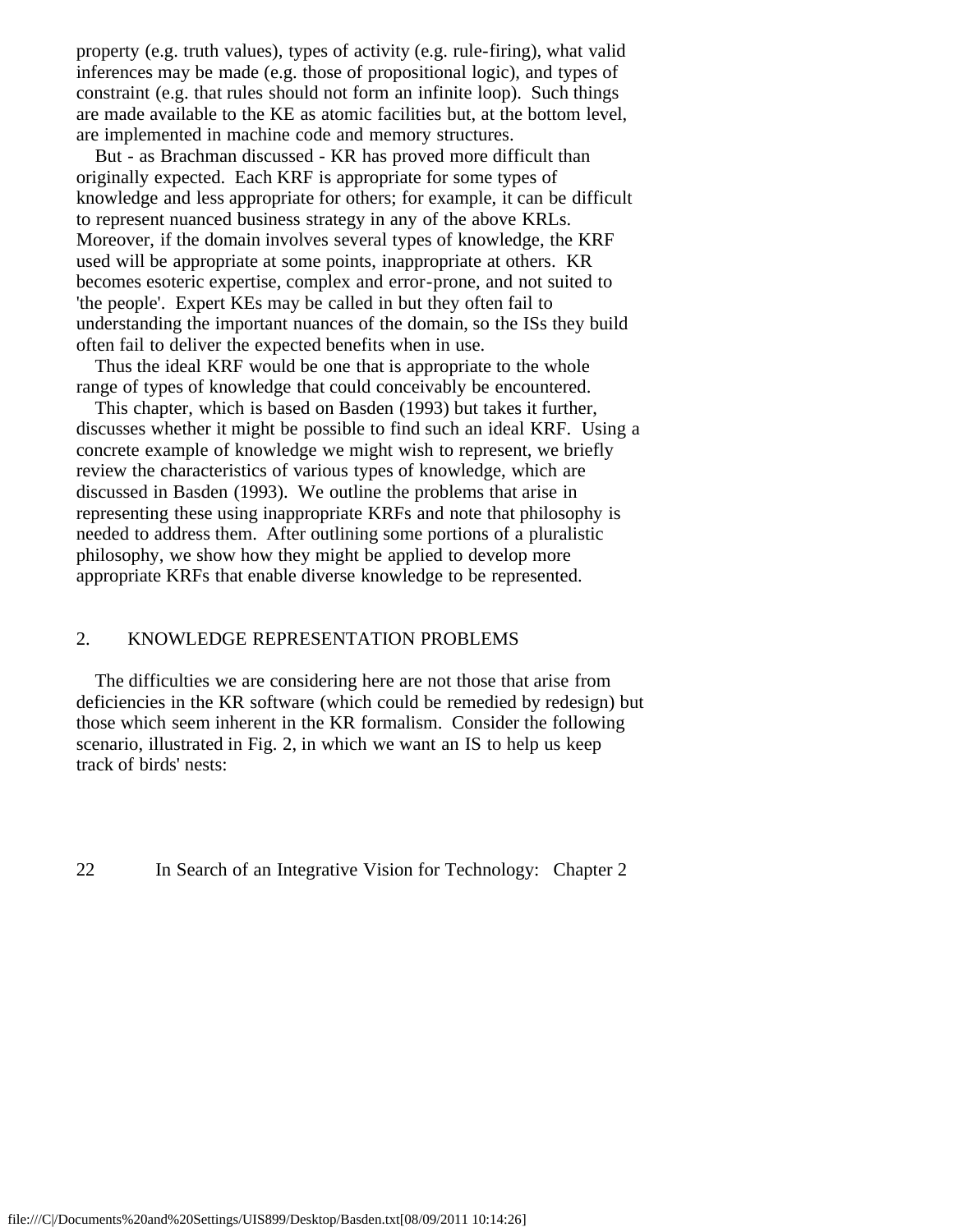property (e.g. truth values), types of activity (e.g. rule-firing), what valid inferences may be made (e.g. those of propositional logic), and types of constraint (e.g. that rules should not form an infinite loop). Such things are made available to the KE as atomic facilities but, at the bottom level, are implemented in machine code and memory structures.

But - as Brachman discussed - KR has proved more difficult than originally expected. Each KRF is appropriate for some types of knowledge and less appropriate for others; for example, it can be difficult to represent nuanced business strategy in any of the above KRLs. Moreover, if the domain involves several types of knowledge, the KRF used will be appropriate at some points, inappropriate at others. KR becomes esoteric expertise, complex and error-prone, and not suited to 'the people'. Expert KEs may be called in but they often fail to understanding the important nuances of the domain, so the ISs they build often fail to deliver the expected benefits when in use.

Thus the ideal KRF would be one that is appropriate to the whole range of types of knowledge that could conceivably be encountered.

This chapter, which is based on Basden (1993) but takes it further, discusses whether it might be possible to find such an ideal KRF. Using a concrete example of knowledge we might wish to represent, we briefly review the characteristics of various types of knowledge, which are discussed in Basden (1993). We outline the problems that arise in representing these using inappropriate KRFs and note that philosophy is needed to address them. After outlining some portions of a pluralistic philosophy, we show how they might be applied to develop more appropriate KRFs that enable diverse knowledge to be represented.

## 2. KNOWLEDGE REPRESENTATION PROBLEMS

The difficulties we are considering here are not those that arise from deficiencies in the KR software (which could be remedied by redesign) but those which seem inherent in the KR formalism. Consider the following scenario, illustrated in Fig. 2, in which we want an IS to help us keep track of birds' nests: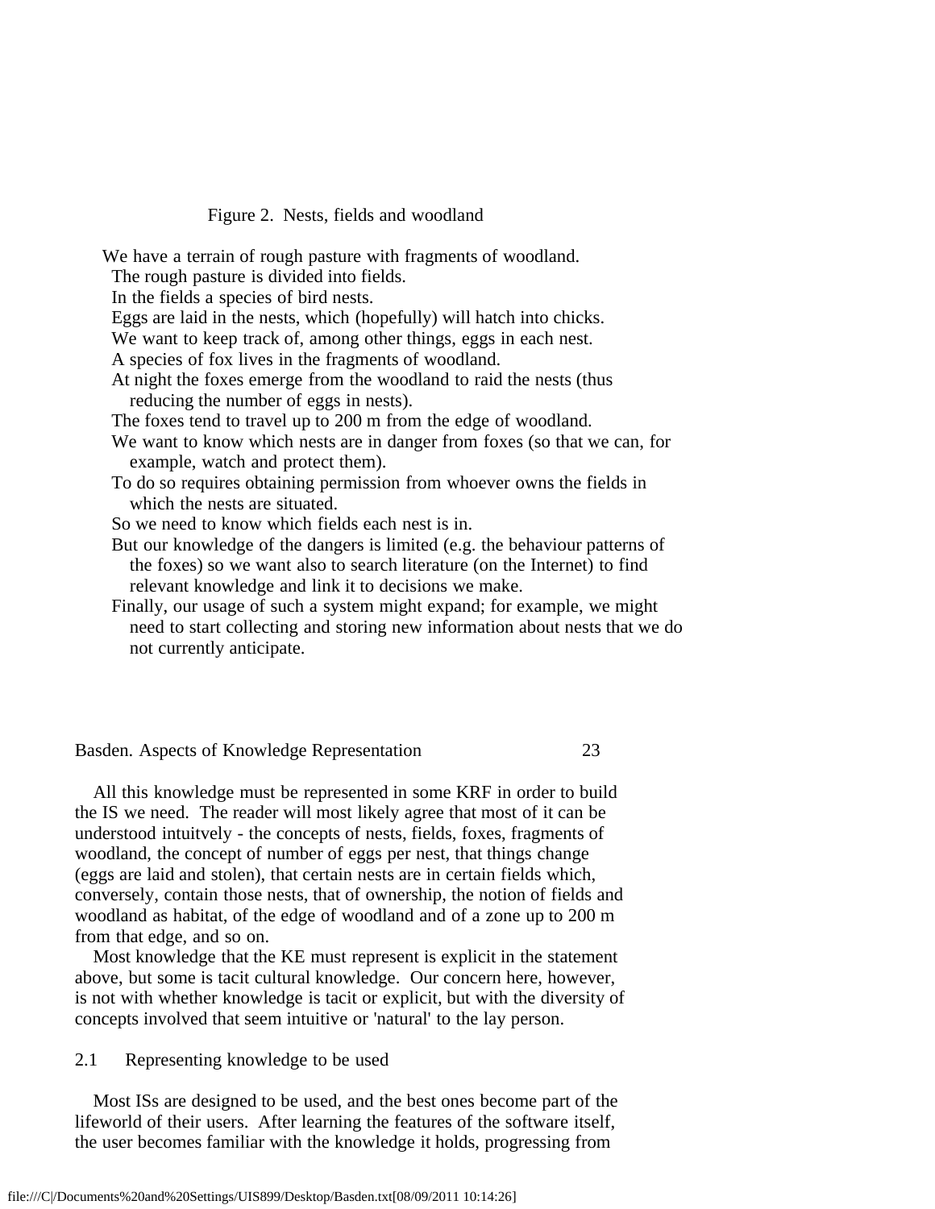Figure 2. Nests, fields and woodland

We have a terrain of rough pasture with fragments of woodland.
The rough pasture is divided into fields.
In the fields a species of bird nests.
Eggs are laid in the nests, which (hopefully) will hatch into chicks.
We want to keep track of, among other things, eggs in each nest.
A species of fox lives in the fragments of woodland.
At night the foxes emerge from the woodland to raid the nests (thus reducing the number of eggs in nests).
The foxes tend to travel up to 200 m from the edge of woodland.
We want to know which nests are in danger from foxes (so that we can, for example, watch and protect them).
To do so requires obtaining permission from whoever owns the fields in which the nests are situated.
So we need to know which fields each nest is in.
But our knowledge of the dangers is limited (e.g. the behaviour patterns of the foxes) so we want also to search literature (on the Internet) to find relevant knowledge and link it to decisions we make.
Finally, our usage of such a system might expand; for example, we might need to start collecting and storing new information about nests that we do not currently anticipate.

All this knowledge must be represented in some KRF in order to build the IS we need. The reader will most likely agree that most of it can be understood intuitvely - the concepts of nests, fields, foxes, fragments of woodland, the concept of number of eggs per nest, that things change (eggs are laid and stolen), that certain nests are in certain fields which, conversely, contain those nests, that of ownership, the notion of fields and woodland as habitat, of the edge of woodland and of a zone up to 200 m from that edge, and so on.

Most knowledge that the KE must represent is explicit in the statement above, but some is tacit cultural knowledge. Our concern here, however, is not with whether knowledge is tacit or explicit, but with the diversity of concepts involved that seem intuitive or 'natural' to the lay person.

## 2.1 Representing knowledge to be used

Most ISs are designed to be used, and the best ones become part of the lifeworld of their users. After learning the features of the software itself, the user becomes familiar with the knowledge it holds, progressing from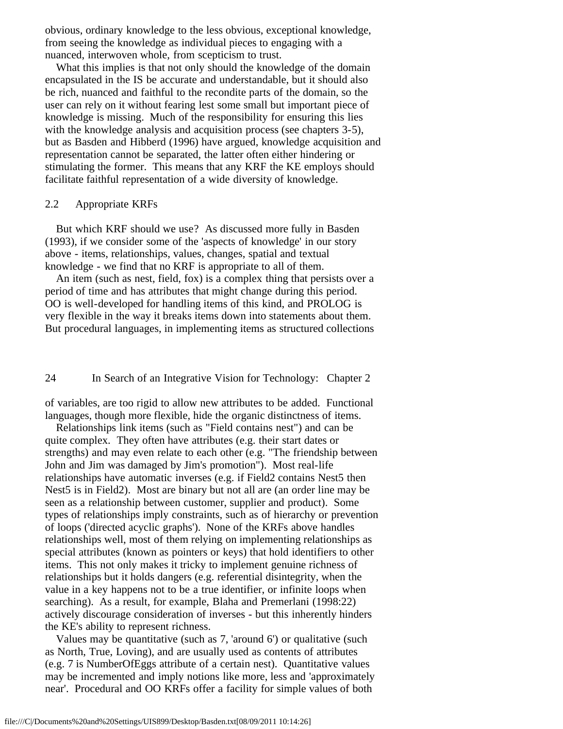obvious, ordinary knowledge to the less obvious, exceptional knowledge, from seeing the knowledge as individual pieces to engaging with a nuanced, interwoven whole, from scepticism to trust.

What this implies is that not only should the knowledge of the domain encapsulated in the IS be accurate and understandable, but it should also be rich, nuanced and faithful to the recondite parts of the domain, so the user can rely on it without fearing lest some small but important piece of knowledge is missing. Much of the responsibility for ensuring this lies with the knowledge analysis and acquisition process (see chapters 3-5), but as Basden and Hibberd (1996) have argued, knowledge acquisition and representation cannot be separated, the latter often either hindering or stimulating the former. This means that any KRF the KE employs should facilitate faithful representation of a wide diversity of knowledge.

## 2.2 Appropriate KRFs

But which KRF should we use? As discussed more fully in Basden (1993), if we consider some of the 'aspects of knowledge' in our story above - items, relationships, values, changes, spatial and textual knowledge - we find that no KRF is appropriate to all of them.

An item (such as nest, field, fox) is a complex thing that persists over a period of time and has attributes that might change during this period. OO is well-developed for handling items of this kind, and PROLOG is very flexible in the way it breaks items down into statements about them. But procedural languages, in implementing items as structured collections of variables, are too rigid to allow new attributes to be added. Functional languages, though more flexible, hide the organic distinctness of items.

Relationships link items (such as "Field contains nest") and can be quite complex. They often have attributes (e.g. their start dates or strengths) and may even relate to each other (e.g. "The friendship between John and Jim was damaged by Jim's promotion"). Most real-life relationships have automatic inverses (e.g. if Field2 contains Nest5 then Nest5 is in Field2). Most are binary but not all are (an order line may be seen as a relationship between customer, supplier and product). Some types of relationships imply constraints, such as of hierarchy or prevention of loops ('directed acyclic graphs'). None of the KRFs above handles relationships well, most of them relying on implementing relationships as special attributes (known as pointers or keys) that hold identifiers to other items. This not only makes it tricky to implement genuine richness of relationships but it holds dangers (e.g. referential disintegrity, when the value in a key happens not to be a true identifier, or infinite loops when searching). As a result, for example, Blaha and Premerlani (1998:22) actively discourage consideration of inverses - but this inherently hinders the KE's ability to represent richness.

Values may be quantitative (such as 7, 'around 6') or qualitative (such as North, True, Loving), and are usually used as contents of attributes (e.g. 7 is NumberOfEggs attribute of a certain nest). Quantitative values may be incremented and imply notions like more, less and 'approximately near'. Procedural and OO KRFs offer a facility for simple values of both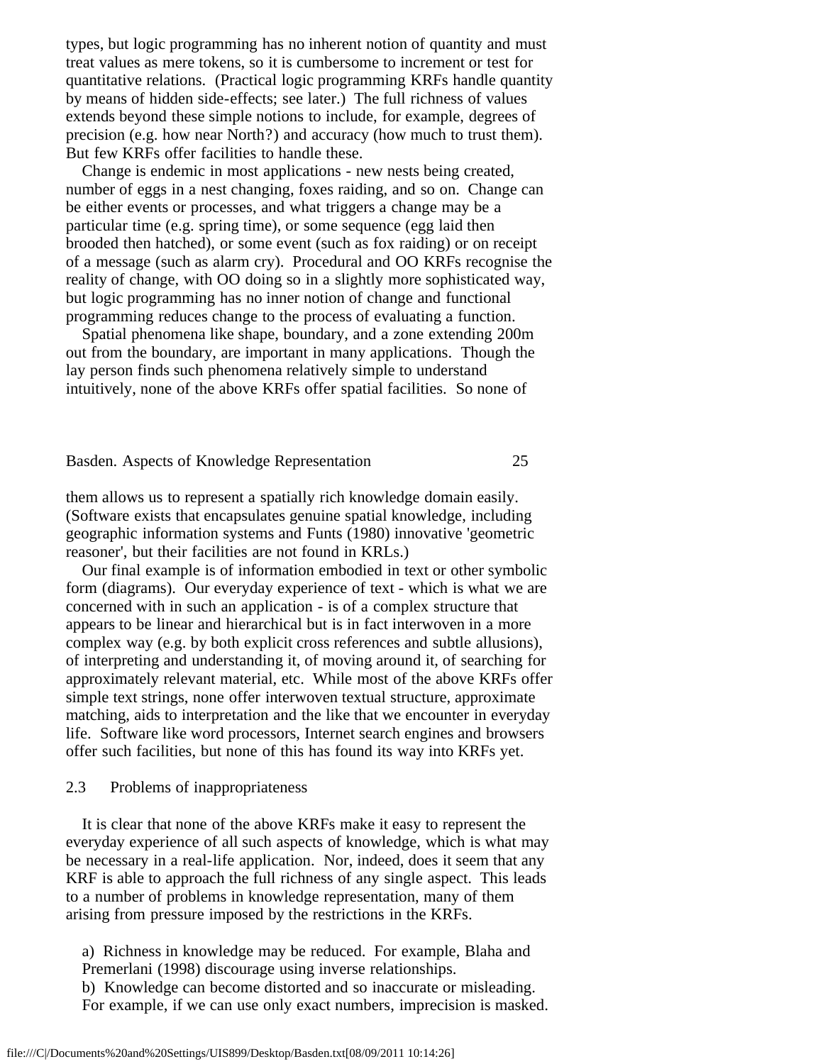types, but logic programming has no inherent notion of quantity and must treat values as mere tokens, so it is cumbersome to increment or test for quantitative relations. (Practical logic programming KRFs handle quantity by means of hidden side-effects; see later.) The full richness of values extends beyond these simple notions to include, for example, degrees of precision (e.g. how near North?) and accuracy (how much to trust them). But few KRFs offer facilities to handle these.

Change is endemic in most applications - new nests being created, number of eggs in a nest changing, foxes raiding, and so on. Change can be either events or processes, and what triggers a change may be a particular time (e.g. spring time), or some sequence (egg laid then brooded then hatched), or some event (such as fox raiding) or on receipt of a message (such as alarm cry). Procedural and OO KRFs recognise the reality of change, with OO doing so in a slightly more sophisticated way, but logic programming has no inner notion of change and functional programming reduces change to the process of evaluating a function.

Spatial phenomena like shape, boundary, and a zone extending 200m out from the boundary, are important in many applications. Though the lay person finds such phenomena relatively simple to understand intuitively, none of the above KRFs offer spatial facilities. So none of them allows us to represent a spatially rich knowledge domain easily. (Software exists that encapsulates genuine spatial knowledge, including geographic information systems and Funts (1980) innovative 'geometric reasoner', but their facilities are not found in KRLs.)

Our final example is of information embodied in text or other symbolic form (diagrams). Our everyday experience of text - which is what we are concerned with in such an application - is of a complex structure that appears to be linear and hierarchical but is in fact interwoven in a more complex way (e.g. by both explicit cross references and subtle allusions), of interpreting and understanding it, of moving around it, of searching for approximately relevant material, etc. While most of the above KRFs offer simple text strings, none offer interwoven textual structure, approximate matching, aids to interpretation and the like that we encounter in everyday life. Software like word processors, Internet search engines and browsers offer such facilities, but none of this has found its way into KRFs yet.

## 2.3 Problems of inappropriateness

It is clear that none of the above KRFs make it easy to represent the everyday experience of all such aspects of knowledge, which is what may be necessary in a real-life application. Nor, indeed, does it seem that any KRF is able to approach the full richness of any single aspect. This leads to a number of problems in knowledge representation, many of them arising from pressure imposed by the restrictions in the KRFs.

a) Richness in knowledge may be reduced. For example, Blaha and Premerlani (1998) discourage using inverse relationships.

b) Knowledge can become distorted and so inaccurate or misleading. For example, if we can use only exact numbers, imprecision is masked.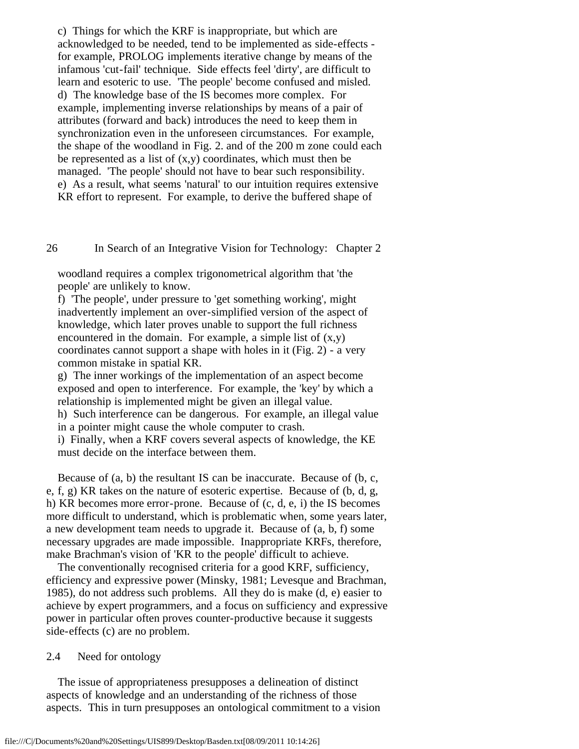c) Things for which the KRF is inappropriate, but which are acknowledged to be needed, tend to be implemented as side-effects - for example, PROLOG implements iterative change by means of the infamous 'cut-fail' technique. Side effects feel 'dirty', are difficult to learn and esoteric to use. 'The people' become confused and misled.

d) The knowledge base of the IS becomes more complex. For example, implementing inverse relationships by means of a pair of attributes (forward and back) introduces the need to keep them in synchronization even in the unforeseen circumstances. For example, the shape of the woodland in Fig. 2. and of the 200 m zone could each be represented as a list of (x,y) coordinates, which must then be managed. 'The people' should not have to bear such responsibility.

e) As a result, what seems 'natural' to our intuition requires extensive KR effort to represent. For example, to derive the buffered shape of woodland requires a complex trigonometrical algorithm that 'the people' are unlikely to know.

f) 'The people', under pressure to 'get something working', might inadvertently implement an over-simplified version of the aspect of knowledge, which later proves unable to support the full richness encountered in the domain. For example, a simple list of (x,y) coordinates cannot support a shape with holes in it (Fig. 2) - a very common mistake in spatial KR.

g) The inner workings of the implementation of an aspect become exposed and open to interference. For example, the 'key' by which a relationship is implemented might be given an illegal value.

h) Such interference can be dangerous. For example, an illegal value in a pointer might cause the whole computer to crash.

i) Finally, when a KRF covers several aspects of knowledge, the KE must decide on the interface between them.

Because of (a, b) the resultant IS can be inaccurate. Because of (b, c, e, f, g) KR takes on the nature of esoteric expertise. Because of (b, d, g, h) KR becomes more error-prone. Because of (c, d, e, i) the IS becomes more difficult to understand, which is problematic when, some years later, a new development team needs to upgrade it. Because of (a, b, f) some necessary upgrades are made impossible. Inappropriate KRFs, therefore, make Brachman's vision of 'KR to the people' difficult to achieve.

The conventionally recognised criteria for a good KRF, sufficiency, efficiency and expressive power (Minsky, 1981; Levesque and Brachman, 1985), do not address such problems. All they do is make (d, e) easier to achieve by expert programmers, and a focus on sufficiency and expressive power in particular often proves counter-productive because it suggests side-effects (c) are no problem.

## 2.4 Need for ontology

The issue of appropriateness presupposes a delineation of distinct aspects of knowledge and an understanding of the richness of those aspects. This in turn presupposes an ontological commitment to a vision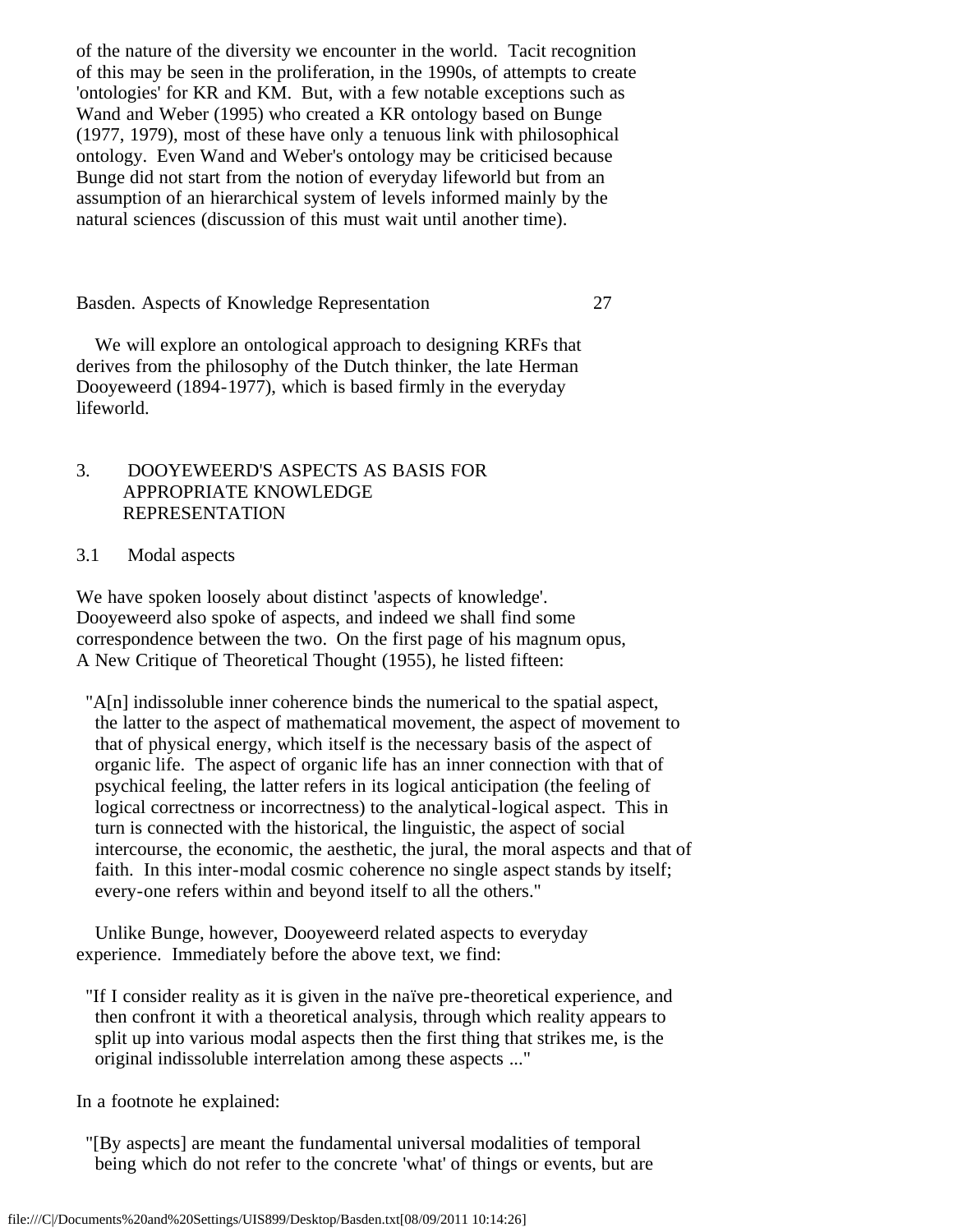of the nature of the diversity we encounter in the world. Tacit recognition of this may be seen in the proliferation, in the 1990s, of attempts to create 'ontologies' for KR and KM. But, with a few notable exceptions such as Wand and Weber (1995) who created a KR ontology based on Bunge (1977, 1979), most of these have only a tenuous link with philosophical ontology. Even Wand and Weber's ontology may be criticised because Bunge did not start from the notion of everyday lifeworld but from an assumption of an hierarchical system of levels informed mainly by the natural sciences (discussion of this must wait until another time).

We will explore an ontological approach to designing KRFs that derives from the philosophy of the Dutch thinker, the late Herman Dooyeweerd (1894-1977), which is based firmly in the everyday lifeworld.

## 3. DOOYEWEERD'S ASPECTS AS BASIS FOR APPROPRIATE KNOWLEDGE REPRESENTATION

### 3.1 Modal aspects

We have spoken loosely about distinct 'aspects of knowledge'. Dooyeweerd also spoke of aspects, and indeed we shall find some correspondence between the two. On the first page of his magnum opus, A New Critique of Theoretical Thought (1955), he listed fifteen:

> "A[n] indissoluble inner coherence binds the numerical to the spatial aspect, the latter to the aspect of mathematical movement, the aspect of movement to that of physical energy, which itself is the necessary basis of the aspect of organic life. The aspect of organic life has an inner connection with that of psychical feeling, the latter refers in its logical anticipation (the feeling of logical correctness or incorrectness) to the analytical-logical aspect. This in turn is connected with the historical, the linguistic, the aspect of social intercourse, the economic, the aesthetic, the jural, the moral aspects and that of faith. In this inter-modal cosmic coherence no single aspect stands by itself; every-one refers within and beyond itself to all the others."

Unlike Bunge, however, Dooyeweerd related aspects to everyday experience. Immediately before the above text, we find:

> "If I consider reality as it is given in the naïve pre-theoretical experience, and then confront it with a theoretical analysis, through which reality appears to split up into various modal aspects then the first thing that strikes me, is the original indissoluble interrelation among these aspects ..."

In a footnote he explained:

> "[By aspects] are meant the fundamental universal modalities of temporal being which do not refer to the concrete 'what' of things or events, but are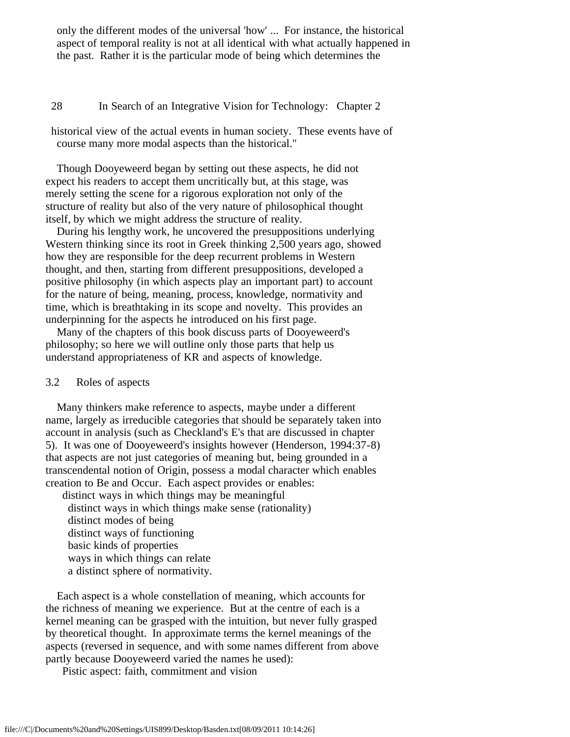only the different modes of the universal 'how' ... For instance, the historical aspect of temporal reality is not at all identical with what actually happened in the past. Rather it is the particular mode of being which determines the historical view of the actual events in human society. These events have of course many more modal aspects than the historical."

Though Dooyeweerd began by setting out these aspects, he did not expect his readers to accept them uncritically but, at this stage, was merely setting the scene for a rigorous exploration not only of the structure of reality but also of the very nature of philosophical thought itself, by which we might address the structure of reality.

During his lengthy work, he uncovered the presuppositions underlying Western thinking since its root in Greek thinking 2,500 years ago, showed how they are responsible for the deep recurrent problems in Western thought, and then, starting from different presuppositions, developed a positive philosophy (in which aspects play an important part) to account for the nature of being, meaning, process, knowledge, normativity and time, which is breathtaking in its scope and novelty. This provides an underpinning for the aspects he introduced on his first page.

Many of the chapters of this book discuss parts of Dooyeweerd's philosophy; so here we will outline only those parts that help us understand appropriateness of KR and aspects of knowledge.

### 3.2 Roles of aspects

Many thinkers make reference to aspects, maybe under a different name, largely as irreducible categories that should be separately taken into account in analysis (such as Checkland's E's that are discussed in chapter 5). It was one of Dooyeweerd's insights however (Henderson, 1994:37-8) that aspects are not just categories of meaning but, being grounded in a transcendental notion of Origin, possess a modal character which enables creation to Be and Occur. Each aspect provides or enables:

- distinct ways in which things may be meaningful
- distinct ways in which things make sense (rationality)
- distinct modes of being
- distinct ways of functioning
- basic kinds of properties
- ways in which things can relate
- a distinct sphere of normativity.

Each aspect is a whole constellation of meaning, which accounts for the richness of meaning we experience. But at the centre of each is a kernel meaning can be grasped with the intuition, but never fully grasped by theoretical thought. In approximate terms the kernel meanings of the aspects (reversed in sequence, and with some names different from above partly because Dooyeweerd varied the names he used):

- Pistic aspect: faith, commitment and vision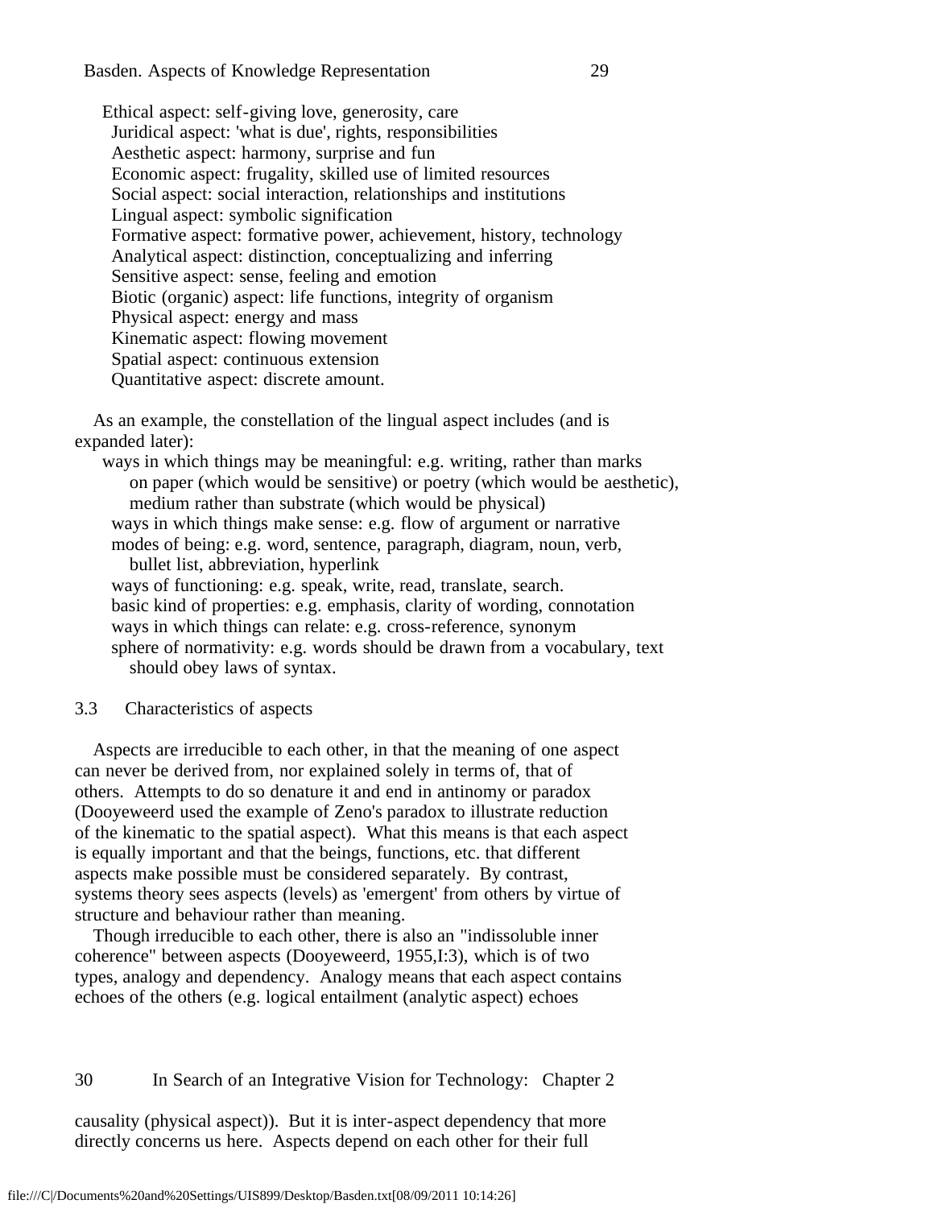Ethical aspect: self-giving love, generosity, care
Juridical aspect: 'what is due', rights, responsibilities
Aesthetic aspect: harmony, surprise and fun
Economic aspect: frugality, skilled use of limited resources
Social aspect: social interaction, relationships and institutions
Lingual aspect: symbolic signification
Formative aspect: formative power, achievement, history, technology
Analytical aspect: distinction, conceptualizing and inferring
Sensitive aspect: sense, feeling and emotion
Biotic (organic) aspect: life functions, integrity of organism
Physical aspect: energy and mass
Kinematic aspect: flowing movement
Spatial aspect: continuous extension
Quantitative aspect: discrete amount.

As an example, the constellation of the lingual aspect includes (and is expanded later):

- ways in which things may be meaningful: e.g. writing, rather than marks on paper (which would be sensitive) or poetry (which would be aesthetic), medium rather than substrate (which would be physical)
- ways in which things make sense: e.g. flow of argument or narrative
- modes of being: e.g. word, sentence, paragraph, diagram, noun, verb, bullet list, abbreviation, hyperlink
- ways of functioning: e.g. speak, write, read, translate, search.
- basic kind of properties: e.g. emphasis, clarity of wording, connotation
- ways in which things can relate: e.g. cross-reference, synonym
- sphere of normativity: e.g. words should be drawn from a vocabulary, text should obey laws of syntax.

## 3.3 Characteristics of aspects

Aspects are irreducible to each other, in that the meaning of one aspect can never be derived from, nor explained solely in terms of, that of others. Attempts to do so denature it and end in antinomy or paradox (Dooyeweerd used the example of Zeno's paradox to illustrate reduction of the kinematic to the spatial aspect). What this means is that each aspect is equally important and that the beings, functions, etc. that different aspects make possible must be considered separately. By contrast, systems theory sees aspects (levels) as 'emergent' from others by virtue of structure and behaviour rather than meaning.

Though irreducible to each other, there is also an "indissoluble inner coherence" between aspects (Dooyeweerd, 1955,I:3), which is of two types, analogy and dependency. Analogy means that each aspect contains echoes of the others (e.g. logical entailment (analytic aspect) echoes causality (physical aspect)). But it is inter-aspect dependency that more directly concerns us here. Aspects depend on each other for their full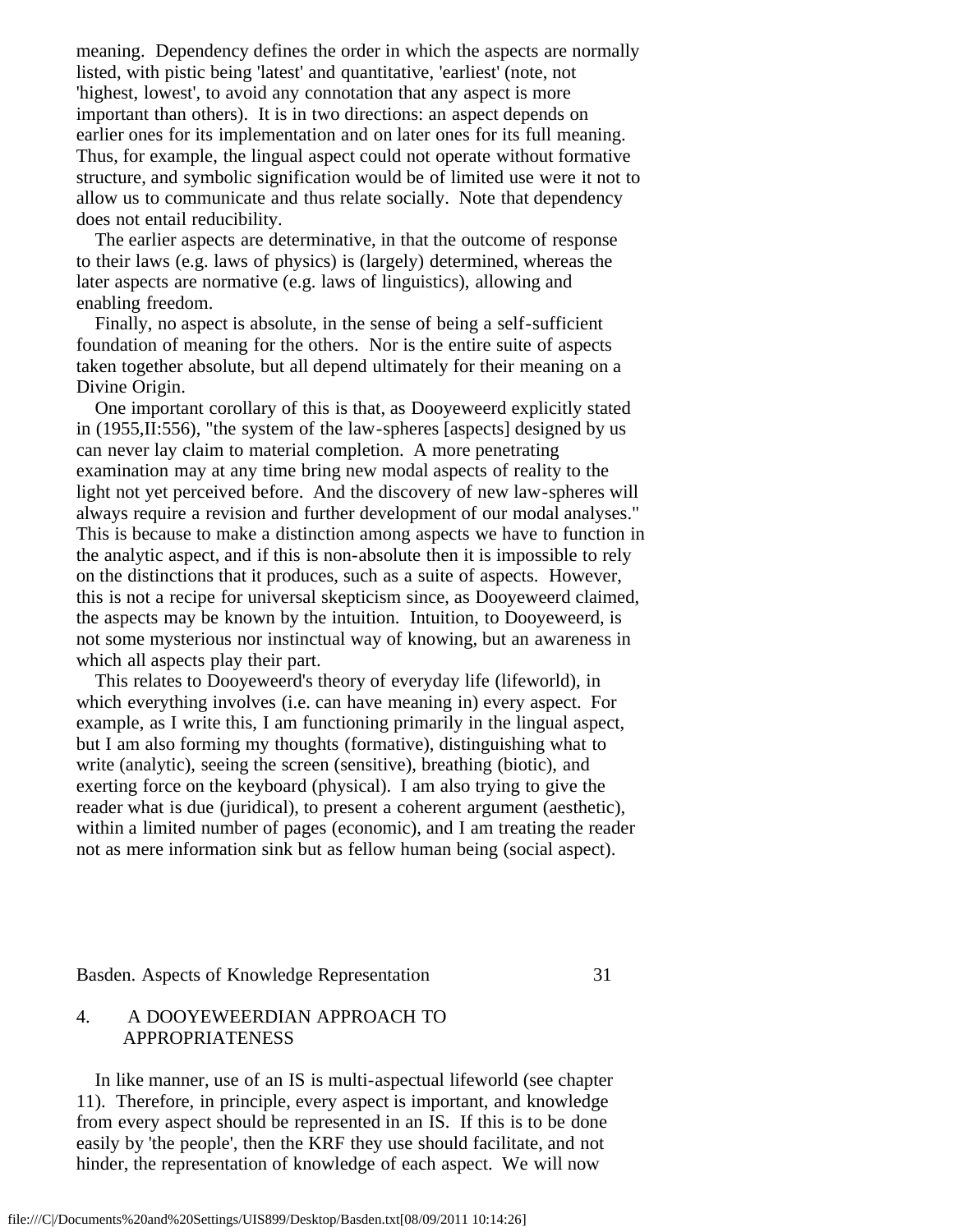meaning. Dependency defines the order in which the aspects are normally listed, with pistic being 'latest' and quantitative, 'earliest' (note, not 'highest, lowest', to avoid any connotation that any aspect is more important than others). It is in two directions: an aspect depends on earlier ones for its implementation and on later ones for its full meaning. Thus, for example, the lingual aspect could not operate without formative structure, and symbolic signification would be of limited use were it not to allow us to communicate and thus relate socially. Note that dependency does not entail reducibility.

The earlier aspects are determinative, in that the outcome of response to their laws (e.g. laws of physics) is (largely) determined, whereas the later aspects are normative (e.g. laws of linguistics), allowing and enabling freedom.

Finally, no aspect is absolute, in the sense of being a self-sufficient foundation of meaning for the others. Nor is the entire suite of aspects taken together absolute, but all depend ultimately for their meaning on a Divine Origin.

One important corollary of this is that, as Dooyeweerd explicitly stated in (1955,II:556), "the system of the law-spheres [aspects] designed by us can never lay claim to material completion. A more penetrating examination may at any time bring new modal aspects of reality to the light not yet perceived before. And the discovery of new law-spheres will always require a revision and further development of our modal analyses." This is because to make a distinction among aspects we have to function in the analytic aspect, and if this is non-absolute then it is impossible to rely on the distinctions that it produces, such as a suite of aspects. However, this is not a recipe for universal skepticism since, as Dooyeweerd claimed, the aspects may be known by the intuition. Intuition, to Dooyeweerd, is not some mysterious nor instinctual way of knowing, but an awareness in which all aspects play their part.

This relates to Dooyeweerd's theory of everyday life (lifeworld), in which everything involves (i.e. can have meaning in) every aspect. For example, as I write this, I am functioning primarily in the lingual aspect, but I am also forming my thoughts (formative), distinguishing what to write (analytic), seeing the screen (sensitive), breathing (biotic), and exerting force on the keyboard (physical). I am also trying to give the reader what is due (juridical), to present a coherent argument (aesthetic), within a limited number of pages (economic), and I am treating the reader not as mere information sink but as fellow human being (social aspect).

## 4. A DOOYEWEERDIAN APPROACH TO APPROPRIATENESS

In like manner, use of an IS is multi-aspectual lifeworld (see chapter 11). Therefore, in principle, every aspect is important, and knowledge from every aspect should be represented in an IS. If this is to be done easily by 'the people', then the KRF they use should facilitate, and not hinder, the representation of knowledge of each aspect. We will now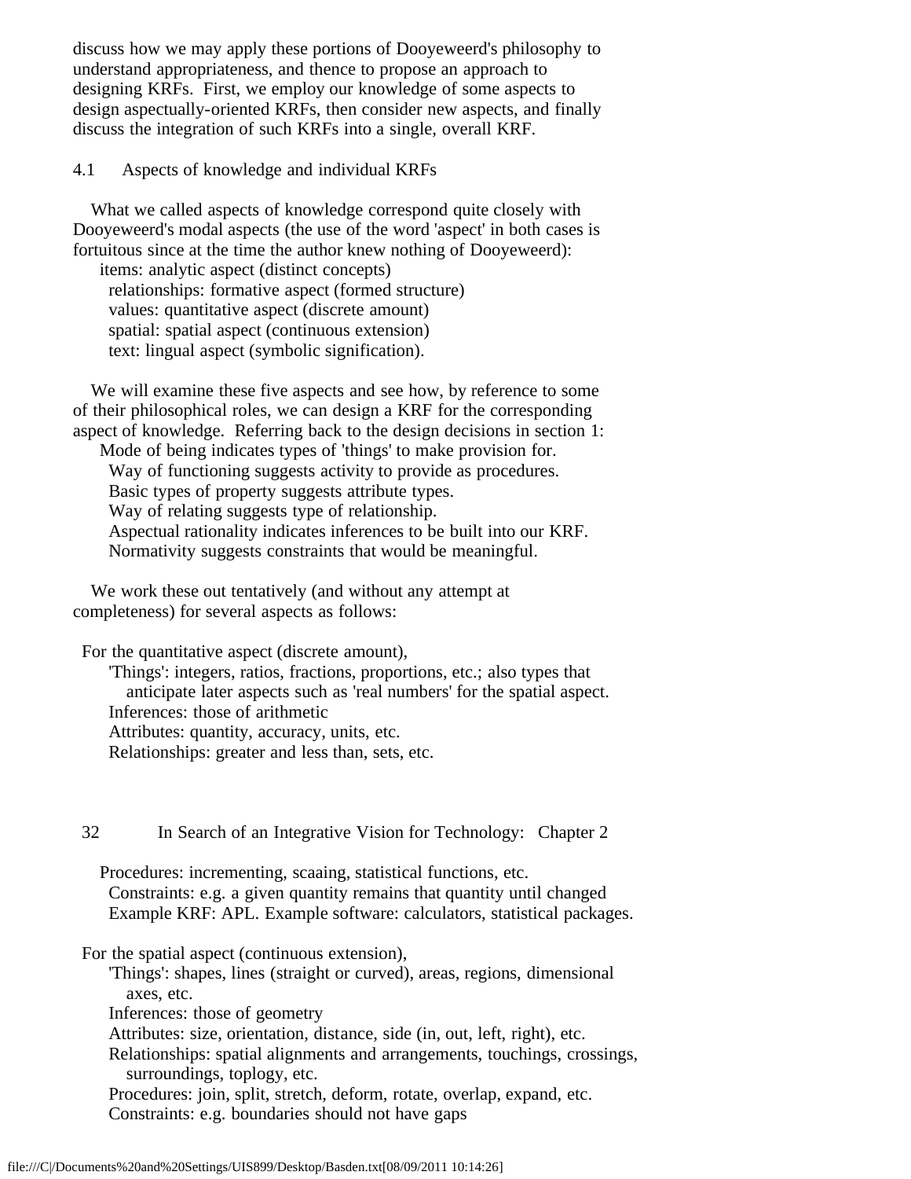discuss how we may apply these portions of Dooyeweerd's philosophy to understand appropriateness, and thence to propose an approach to designing KRFs. First, we employ our knowledge of some aspects to design aspectually-oriented KRFs, then consider new aspects, and finally discuss the integration of such KRFs into a single, overall KRF.

### 4.1 Aspects of knowledge and individual KRFs

What we called aspects of knowledge correspond quite closely with Dooyeweerd's modal aspects (the use of the word 'aspect' in both cases is fortuitous since at the time the author knew nothing of Dooyeweerd):

- items: analytic aspect (distinct concepts)
- relationships: formative aspect (formed structure)
- values: quantitative aspect (discrete amount)
- spatial: spatial aspect (continuous extension)
- text: lingual aspect (symbolic signification).

We will examine these five aspects and see how, by reference to some of their philosophical roles, we can design a KRF for the corresponding aspect of knowledge. Referring back to the design decisions in section 1:

- Mode of being indicates types of 'things' to make provision for.
- Way of functioning suggests activity to provide as procedures.
- Basic types of property suggests attribute types.
- Way of relating suggests type of relationship.
- Aspectual rationality indicates inferences to be built into our KRF.
- Normativity suggests constraints that would be meaningful.

We work these out tentatively (and without any attempt at completeness) for several aspects as follows:

For the quantitative aspect (discrete amount),

- 'Things': integers, ratios, fractions, proportions, etc.; also types that anticipate later aspects such as 'real numbers' for the spatial aspect.
- Inferences: those of arithmetic
- Attributes: quantity, accuracy, units, etc.
- Relationships: greater and less than, sets, etc.
- Procedures: incrementing, scaaing, statistical functions, etc.
- Constraints: e.g. a given quantity remains that quantity until changed
- Example KRF: APL. Example software: calculators, statistical packages.

For the spatial aspect (continuous extension),

- 'Things': shapes, lines (straight or curved), areas, regions, dimensional axes, etc.
- Inferences: those of geometry
- Attributes: size, orientation, distance, side (in, out, left, right), etc.
- Relationships: spatial alignments and arrangements, touchings, crossings, surroundings, toplogy, etc.
- Procedures: join, split, stretch, deform, rotate, overlap, expand, etc.
- Constraints: e.g. boundaries should not have gaps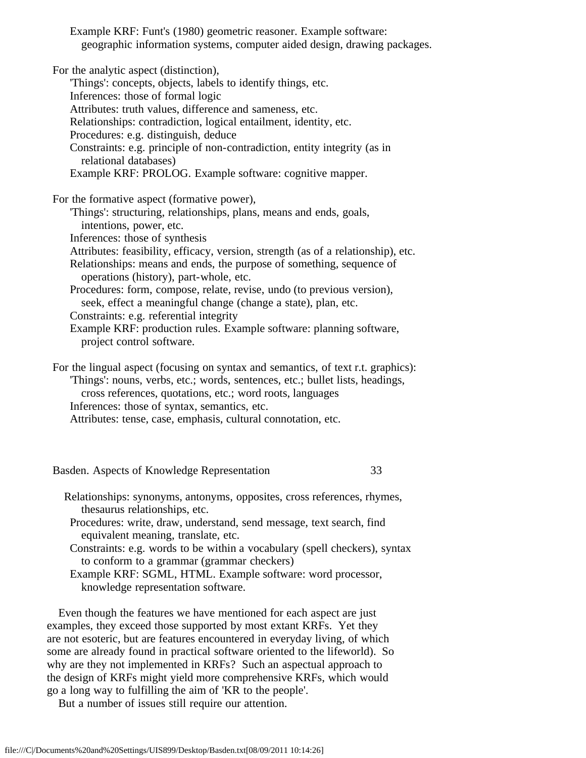Example KRF: Funt's (1980) geometric reasoner. Example software: geographic information systems, computer aided design, drawing packages.

For the analytic aspect (distinction),

- 'Things': concepts, objects, labels to identify things, etc.
- Inferences: those of formal logic
- Attributes: truth values, difference and sameness, etc.
- Relationships: contradiction, logical entailment, identity, etc.
- Procedures: e.g. distinguish, deduce
- Constraints: e.g. principle of non-contradiction, entity integrity (as in relational databases)
- Example KRF: PROLOG. Example software: cognitive mapper.

For the formative aspect (formative power),

- 'Things': structuring, relationships, plans, means and ends, goals, intentions, power, etc.
- Inferences: those of synthesis
- Attributes: feasibility, efficacy, version, strength (as of a relationship), etc.
- Relationships: means and ends, the purpose of something, sequence of operations (history), part-whole, etc.
- Procedures: form, compose, relate, revise, undo (to previous version), seek, effect a meaningful change (change a state), plan, etc.
- Constraints: e.g. referential integrity
- Example KRF: production rules. Example software: planning software, project control software.

For the lingual aspect (focusing on syntax and semantics, of text r.t. graphics):

- 'Things': nouns, verbs, etc.; words, sentences, etc.; bullet lists, headings, cross references, quotations, etc.; word roots, languages
- Inferences: those of syntax, semantics, etc.
- Attributes: tense, case, emphasis, cultural connotation, etc.
- Relationships: synonyms, antonyms, opposites, cross references, rhymes, thesaurus relationships, etc.
- Procedures: write, draw, understand, send message, text search, find equivalent meaning, translate, etc.
- Constraints: e.g. words to be within a vocabulary (spell checkers), syntax to conform to a grammar (grammar checkers)
- Example KRF: SGML, HTML. Example software: word processor, knowledge representation software.

Even though the features we have mentioned for each aspect are just examples, they exceed those supported by most extant KRFs. Yet they are not esoteric, but are features encountered in everyday living, of which some are already found in practical software oriented to the lifeworld). So why are they not implemented in KRFs? Such an aspectual approach to the design of KRFs might yield more comprehensive KRFs, which would go a long way to fulfilling the aim of 'KR to the people'.

But a number of issues still require our attention.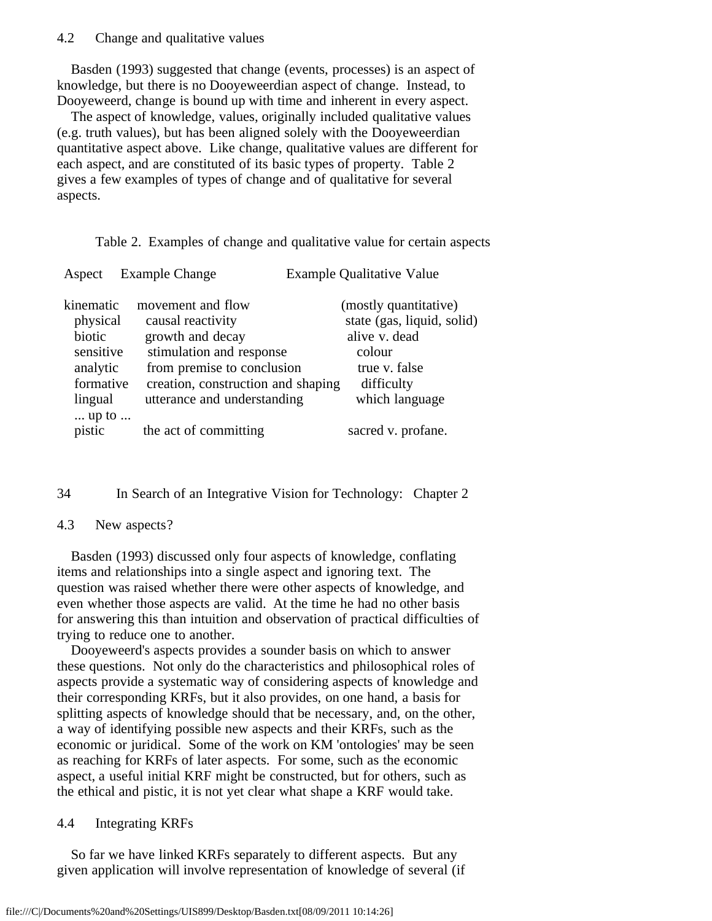## 4.2 Change and qualitative values

Basden (1993) suggested that change (events, processes) is an aspect of knowledge, but there is no Dooyeweerdian aspect of change. Instead, to Dooyeweerd, change is bound up with time and inherent in every aspect.

The aspect of knowledge, values, originally included qualitative values (e.g. truth values), but has been aligned solely with the Dooyeweerdian quantitative aspect above. Like change, qualitative values are different for each aspect, and are constituted of its basic types of property. Table 2 gives a few examples of types of change and of qualitative for several aspects.

Table 2. Examples of change and qualitative value for certain aspects

| Aspect | Example Change | Example Qualitative Value |
|---|---|---|
| kinematic | movement and flow | (mostly quantitative) |
| physical | causal reactivity | state (gas, liquid, solid) |
| biotic | growth and decay | alive v. dead |
| sensitive | stimulation and response | colour |
| analytic | from premise to conclusion | true v. false |
| formative | creation, construction and shaping | difficulty |
| lingual | utterance and understanding | which language |
| ... up to ... | | |
| pistic | the act of committing | sacred v. profane. |

## 4.3 New aspects?

Basden (1993) discussed only four aspects of knowledge, conflating items and relationships into a single aspect and ignoring text. The question was raised whether there were other aspects of knowledge, and even whether those aspects are valid. At the time he had no other basis for answering this than intuition and observation of practical difficulties of trying to reduce one to another.

Dooyeweerd's aspects provides a sounder basis on which to answer these questions. Not only do the characteristics and philosophical roles of aspects provide a systematic way of considering aspects of knowledge and their corresponding KRFs, but it also provides, on one hand, a basis for splitting aspects of knowledge should that be necessary, and, on the other, a way of identifying possible new aspects and their KRFs, such as the economic or juridical. Some of the work on KM 'ontologies' may be seen as reaching for KRFs of later aspects. For some, such as the economic aspect, a useful initial KRF might be constructed, but for others, such as the ethical and pistic, it is not yet clear what shape a KRF would take.

## 4.4 Integrating KRFs

So far we have linked KRFs separately to different aspects. But any given application will involve representation of knowledge of several (if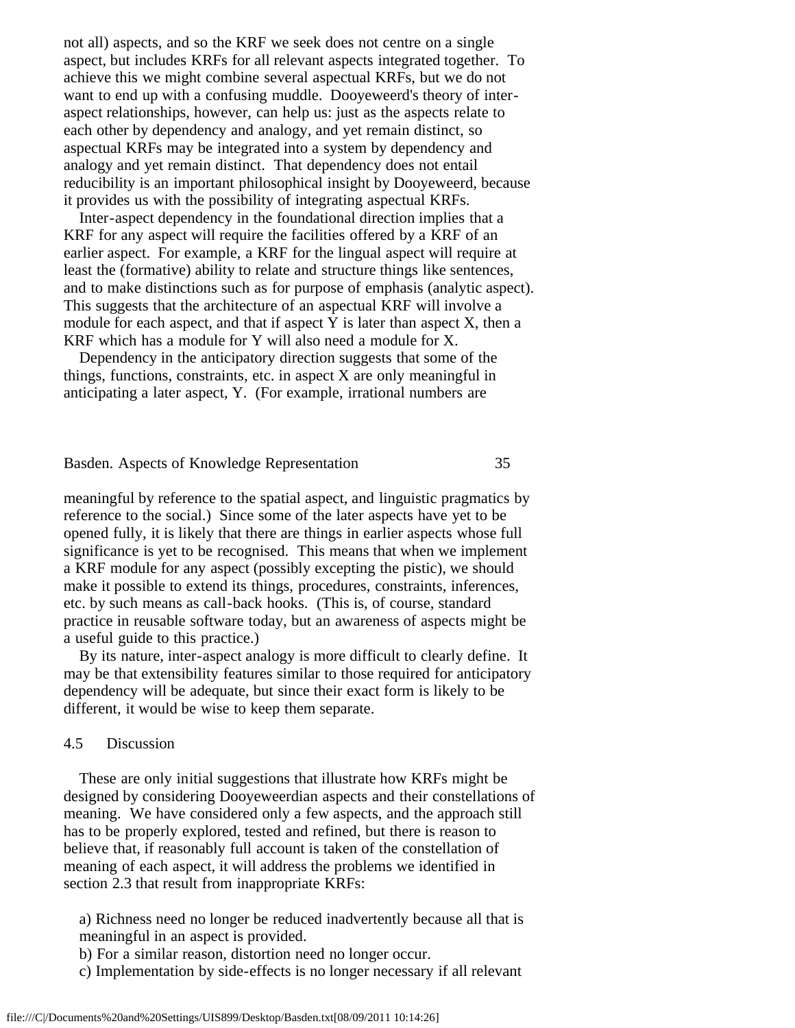not all) aspects, and so the KRF we seek does not centre on a single aspect, but includes KRFs for all relevant aspects integrated together. To achieve this we might combine several aspectual KRFs, but we do not want to end up with a confusing muddle. Dooyeweerd's theory of inter-aspect relationships, however, can help us: just as the aspects relate to each other by dependency and analogy, and yet remain distinct, so aspectual KRFs may be integrated into a system by dependency and analogy and yet remain distinct. That dependency does not entail reducibility is an important philosophical insight by Dooyeweerd, because it provides us with the possibility of integrating aspectual KRFs.

Inter-aspect dependency in the foundational direction implies that a KRF for any aspect will require the facilities offered by a KRF of an earlier aspect. For example, a KRF for the lingual aspect will require at least the (formative) ability to relate and structure things like sentences, and to make distinctions such as for purpose of emphasis (analytic aspect). This suggests that the architecture of an aspectual KRF will involve a module for each aspect, and that if aspect Y is later than aspect X, then a KRF which has a module for Y will also need a module for X.

Dependency in the anticipatory direction suggests that some of the things, functions, constraints, etc. in aspect X are only meaningful in anticipating a later aspect, Y. (For example, irrational numbers are meaningful by reference to the spatial aspect, and linguistic pragmatics by reference to the social.) Since some of the later aspects have yet to be opened fully, it is likely that there are things in earlier aspects whose full significance is yet to be recognised. This means that when we implement a KRF module for any aspect (possibly excepting the pistic), we should make it possible to extend its things, procedures, constraints, inferences, etc. by such means as call-back hooks. (This is, of course, standard practice in reusable software today, but an awareness of aspects might be a useful guide to this practice.)

By its nature, inter-aspect analogy is more difficult to clearly define. It may be that extensibility features similar to those required for anticipatory dependency will be adequate, but since their exact form is likely to be different, it would be wise to keep them separate.

### 4.5 Discussion

These are only initial suggestions that illustrate how KRFs might be designed by considering Dooyeweerdian aspects and their constellations of meaning. We have considered only a few aspects, and the approach still has to be properly explored, tested and refined, but there is reason to believe that, if reasonably full account is taken of the constellation of meaning of each aspect, it will address the problems we identified in section 2.3 that result from inappropriate KRFs:

a) Richness need no longer be reduced inadvertently because all that is meaningful in an aspect is provided.
b) For a similar reason, distortion need no longer occur.
c) Implementation by side-effects is no longer necessary if all relevant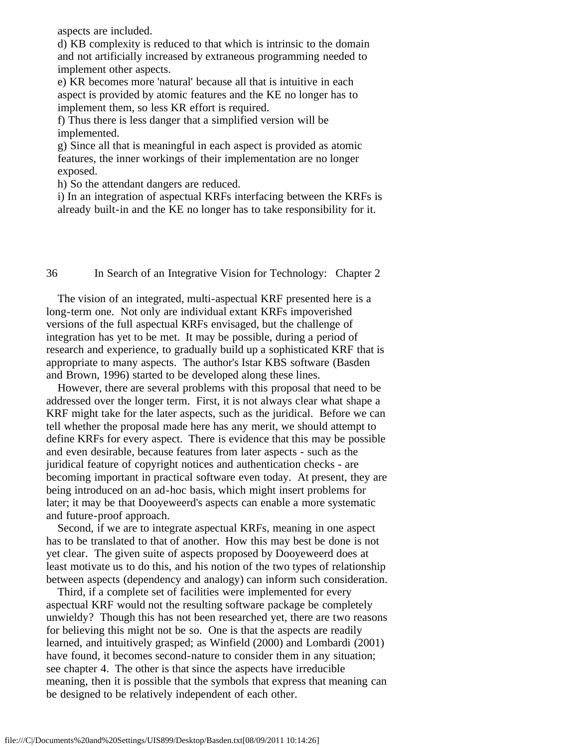aspects are included.

d) KB complexity is reduced to that which is intrinsic to the domain and not artificially increased by extraneous programming needed to implement other aspects.

e) KR becomes more 'natural' because all that is intuitive in each aspect is provided by atomic features and the KE no longer has to implement them, so less KR effort is required.

f) Thus there is less danger that a simplified version will be implemented.

g) Since all that is meaningful in each aspect is provided as atomic features, the inner workings of their implementation are no longer exposed.

h) So the attendant dangers are reduced.

i) In an integration of aspectual KRFs interfacing between the KRFs is already built-in and the KE no longer has to take responsibility for it.

The vision of an integrated, multi-aspectual KRF presented here is a long-term one. Not only are individual extant KRFs impoverished versions of the full aspectual KRFs envisaged, but the challenge of integration has yet to be met. It may be possible, during a period of research and experience, to gradually build up a sophisticated KRF that is appropriate to many aspects. The author's Istar KBS software (Basden and Brown, 1996) started to be developed along these lines.

However, there are several problems with this proposal that need to be addressed over the longer term. First, it is not always clear what shape a KRF might take for the later aspects, such as the juridical. Before we can tell whether the proposal made here has any merit, we should attempt to define KRFs for every aspect. There is evidence that this may be possible and even desirable, because features from later aspects - such as the juridical feature of copyright notices and authentication checks - are becoming important in practical software even today. At present, they are being introduced on an ad-hoc basis, which might insert problems for later; it may be that Dooyeweerd's aspects can enable a more systematic and future-proof approach.

Second, if we are to integrate aspectual KRFs, meaning in one aspect has to be translated to that of another. How this may best be done is not yet clear. The given suite of aspects proposed by Dooyeweerd does at least motivate us to do this, and his notion of the two types of relationship between aspects (dependency and analogy) can inform such consideration.

Third, if a complete set of facilities were implemented for every aspectual KRF would not the resulting software package be completely unwieldy? Though this has not been researched yet, there are two reasons for believing this might not be so. One is that the aspects are readily learned, and intuitively grasped; as Winfield (2000) and Lombardi (2001) have found, it becomes second-nature to consider them in any situation; see chapter 4. The other is that since the aspects have irreducible meaning, then it is possible that the symbols that express that meaning can be designed to be relatively independent of each other.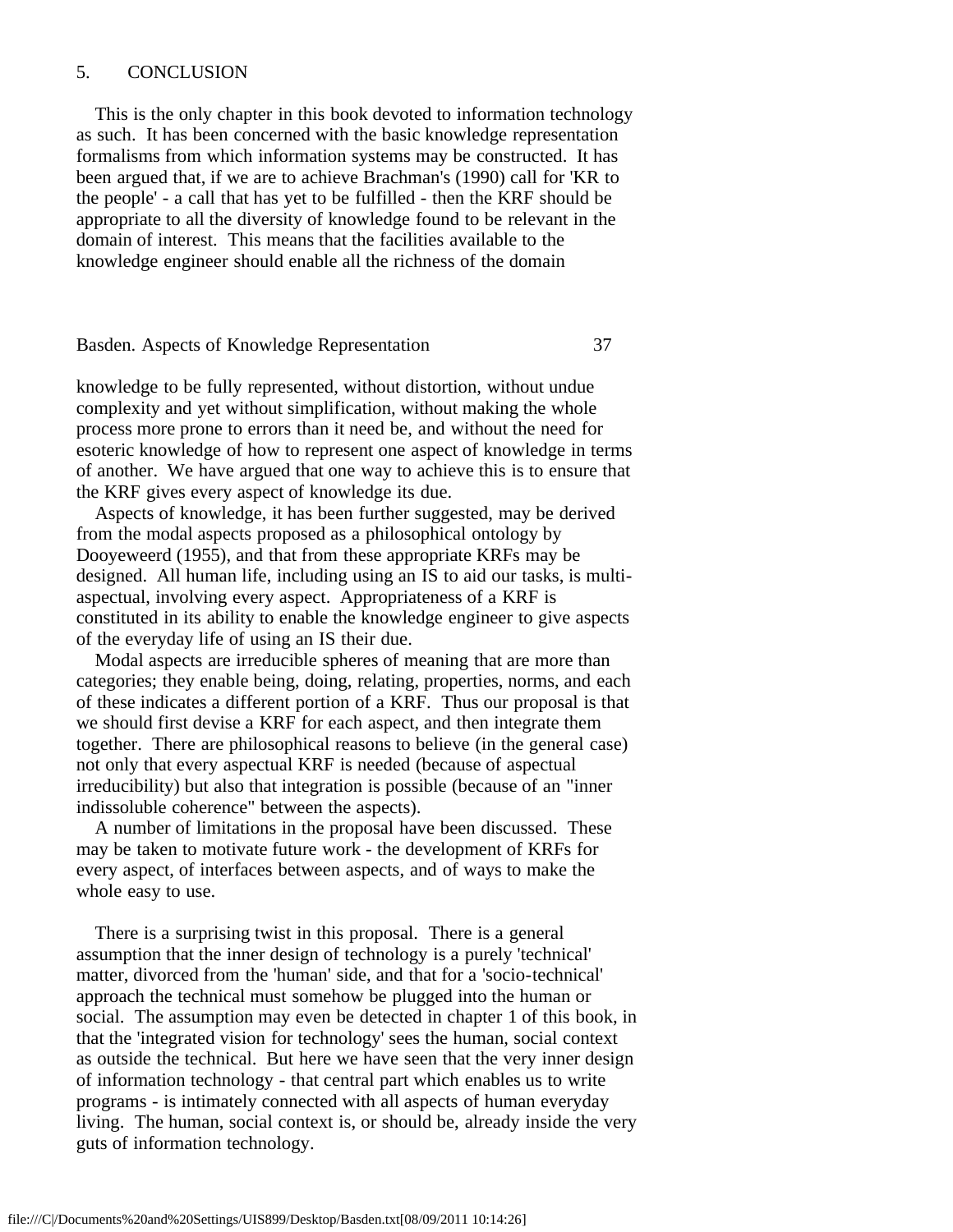## 5. CONCLUSION

This is the only chapter in this book devoted to information technology as such. It has been concerned with the basic knowledge representation formalisms from which information systems may be constructed. It has been argued that, if we are to achieve Brachman's (1990) call for 'KR to the people' - a call that has yet to be fulfilled - then the KRF should be appropriate to all the diversity of knowledge found to be relevant in the domain of interest. This means that the facilities available to the knowledge engineer should enable all the richness of the domain knowledge to be fully represented, without distortion, without undue complexity and yet without simplification, without making the whole process more prone to errors than it need be, and without the need for esoteric knowledge of how to represent one aspect of knowledge in terms of another. We have argued that one way to achieve this is to ensure that the KRF gives every aspect of knowledge its due.

Aspects of knowledge, it has been further suggested, may be derived from the modal aspects proposed as a philosophical ontology by Dooyeweerd (1955), and that from these appropriate KRFs may be designed. All human life, including using an IS to aid our tasks, is multi-aspectual, involving every aspect. Appropriateness of a KRF is constituted in its ability to enable the knowledge engineer to give aspects of the everyday life of using an IS their due.

Modal aspects are irreducible spheres of meaning that are more than categories; they enable being, doing, relating, properties, norms, and each of these indicates a different portion of a KRF. Thus our proposal is that we should first devise a KRF for each aspect, and then integrate them together. There are philosophical reasons to believe (in the general case) not only that every aspectual KRF is needed (because of aspectual irreducibility) but also that integration is possible (because of an "inner indissoluble coherence" between the aspects).

A number of limitations in the proposal have been discussed. These may be taken to motivate future work - the development of KRFs for every aspect, of interfaces between aspects, and of ways to make the whole easy to use.

There is a surprising twist in this proposal. There is a general assumption that the inner design of technology is a purely 'technical' matter, divorced from the 'human' side, and that for a 'socio-technical' approach the technical must somehow be plugged into the human or social. The assumption may even be detected in chapter 1 of this book, in that the 'integrated vision for technology' sees the human, social context as outside the technical. But here we have seen that the very inner design of information technology - that central part which enables us to write programs - is intimately connected with all aspects of human everyday living. The human, social context is, or should be, already inside the very guts of information technology.